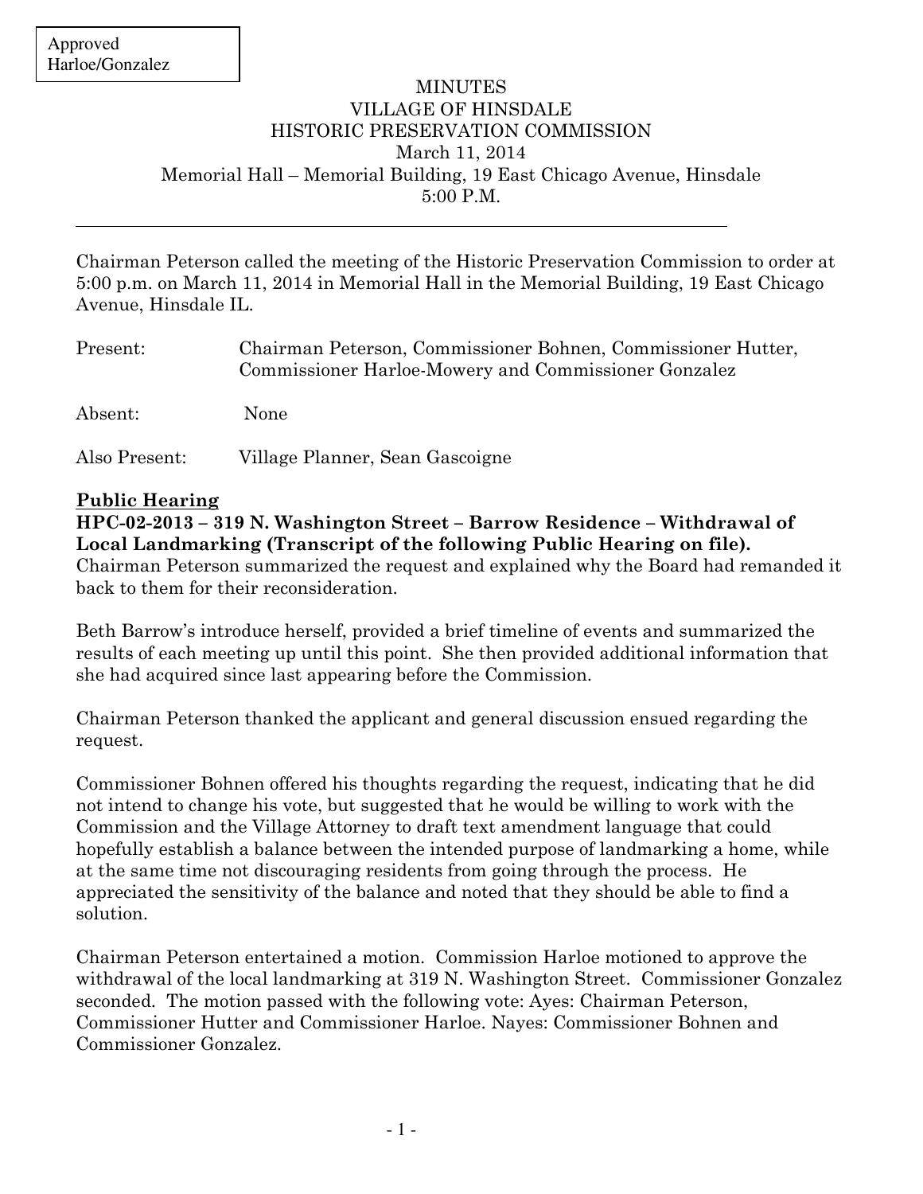Approved
Harloe/Gonzalez

# MINUTES
# VILLAGE OF HINSDALE
# HISTORIC PRESERVATION COMMISSION

March 11, 2014
Memorial Hall – Memorial Building, 19 East Chicago Avenue, Hinsdale
5:00 P.M.

---

Chairman Peterson called the meeting of the Historic Preservation Commission to order at 5:00 p.m. on March 11, 2014 in Memorial Hall in the Memorial Building, 19 East Chicago Avenue, Hinsdale IL.

Present: Chairman Peterson, Commissioner Bohnen, Commissioner Hutter, Commissioner Harloe-Mowery and Commissioner Gonzalez

Absent: None

Also Present: Village Planner, Sean Gascoigne

## Public Hearing

**HPC-02-2013 – 319 N. Washington Street – Barrow Residence – Withdrawal of Local Landmarking (Transcript of the following Public Hearing on file).**
Chairman Peterson summarized the request and explained why the Board had remanded it back to them for their reconsideration.

Beth Barrow's introduce herself, provided a brief timeline of events and summarized the results of each meeting up until this point. She then provided additional information that she had acquired since last appearing before the Commission.

Chairman Peterson thanked the applicant and general discussion ensued regarding the request.

Commissioner Bohnen offered his thoughts regarding the request, indicating that he did not intend to change his vote, but suggested that he would be willing to work with the Commission and the Village Attorney to draft text amendment language that could hopefully establish a balance between the intended purpose of landmarking a home, while at the same time not discouraging residents from going through the process. He appreciated the sensitivity of the balance and noted that they should be able to find a solution.

Chairman Peterson entertained a motion. Commission Harloe motioned to approve the withdrawal of the local landmarking at 319 N. Washington Street. Commissioner Gonzalez seconded. The motion passed with the following vote: Ayes: Chairman Peterson, Commissioner Hutter and Commissioner Harloe. Nayes: Commissioner Bohnen and Commissioner Gonzalez.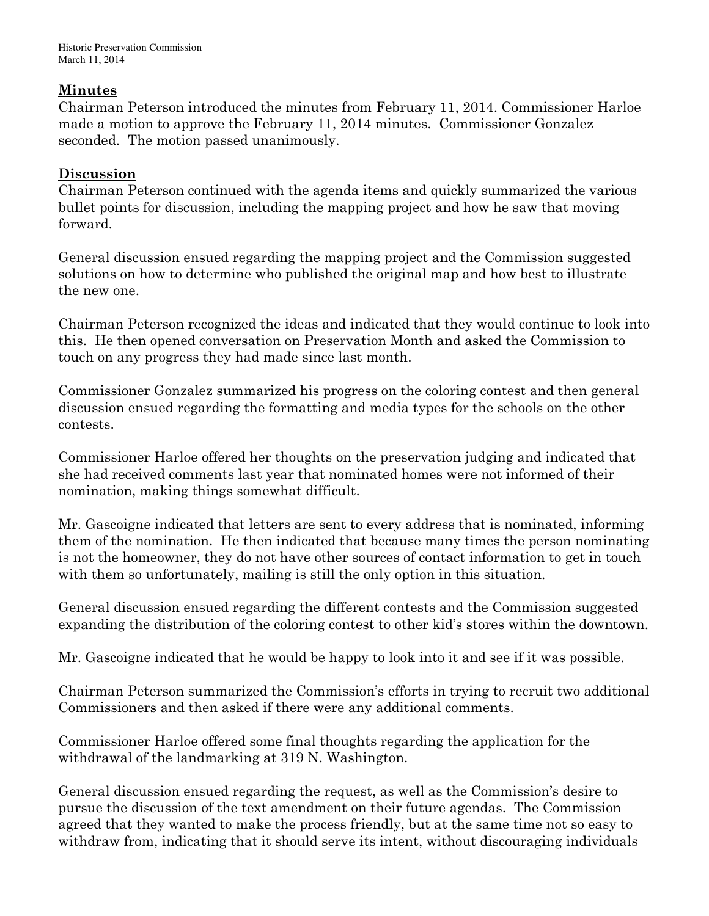## Minutes

Chairman Peterson introduced the minutes from February 11, 2014. Commissioner Harloe made a motion to approve the February 11, 2014 minutes. Commissioner Gonzalez seconded. The motion passed unanimously.

## Discussion

Chairman Peterson continued with the agenda items and quickly summarized the various bullet points for discussion, including the mapping project and how he saw that moving forward.

General discussion ensued regarding the mapping project and the Commission suggested solutions on how to determine who published the original map and how best to illustrate the new one.

Chairman Peterson recognized the ideas and indicated that they would continue to look into this. He then opened conversation on Preservation Month and asked the Commission to touch on any progress they had made since last month.

Commissioner Gonzalez summarized his progress on the coloring contest and then general discussion ensued regarding the formatting and media types for the schools on the other contests.

Commissioner Harloe offered her thoughts on the preservation judging and indicated that she had received comments last year that nominated homes were not informed of their nomination, making things somewhat difficult.

Mr. Gascoigne indicated that letters are sent to every address that is nominated, informing them of the nomination. He then indicated that because many times the person nominating is not the homeowner, they do not have other sources of contact information to get in touch with them so unfortunately, mailing is still the only option in this situation.

General discussion ensued regarding the different contests and the Commission suggested expanding the distribution of the coloring contest to other kid's stores within the downtown.

Mr. Gascoigne indicated that he would be happy to look into it and see if it was possible.

Chairman Peterson summarized the Commission's efforts in trying to recruit two additional Commissioners and then asked if there were any additional comments.

Commissioner Harloe offered some final thoughts regarding the application for the withdrawal of the landmarking at 319 N. Washington.

General discussion ensued regarding the request, as well as the Commission's desire to pursue the discussion of the text amendment on their future agendas. The Commission agreed that they wanted to make the process friendly, but at the same time not so easy to withdraw from, indicating that it should serve its intent, without discouraging individuals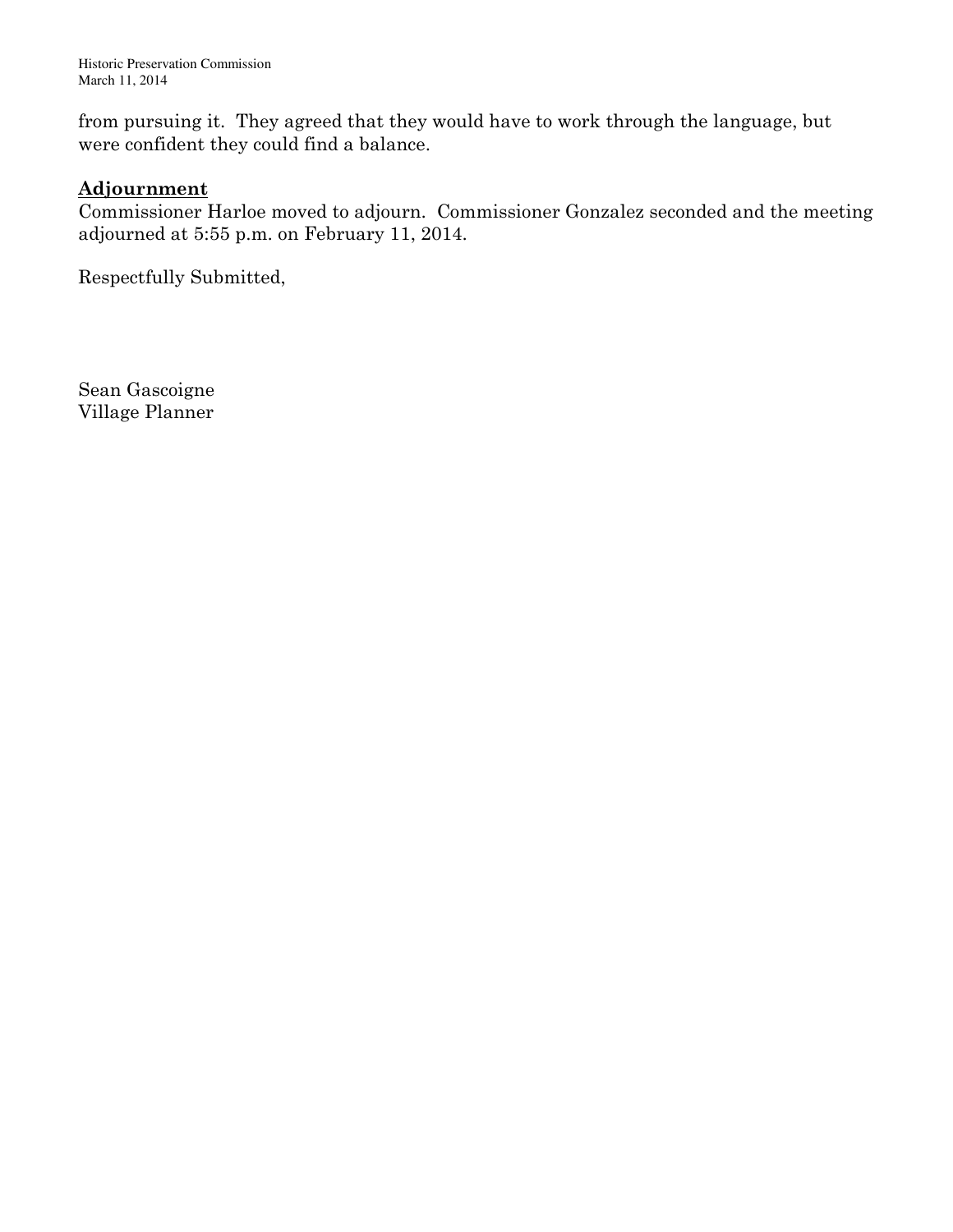from pursuing it. They agreed that they would have to work through the language, but were confident they could find a balance.

## Adjournment

Commissioner Harloe moved to adjourn. Commissioner Gonzalez seconded and the meeting adjourned at 5:55 p.m. on February 11, 2014.

Respectfully Submitted,

Sean Gascoigne
Village Planner